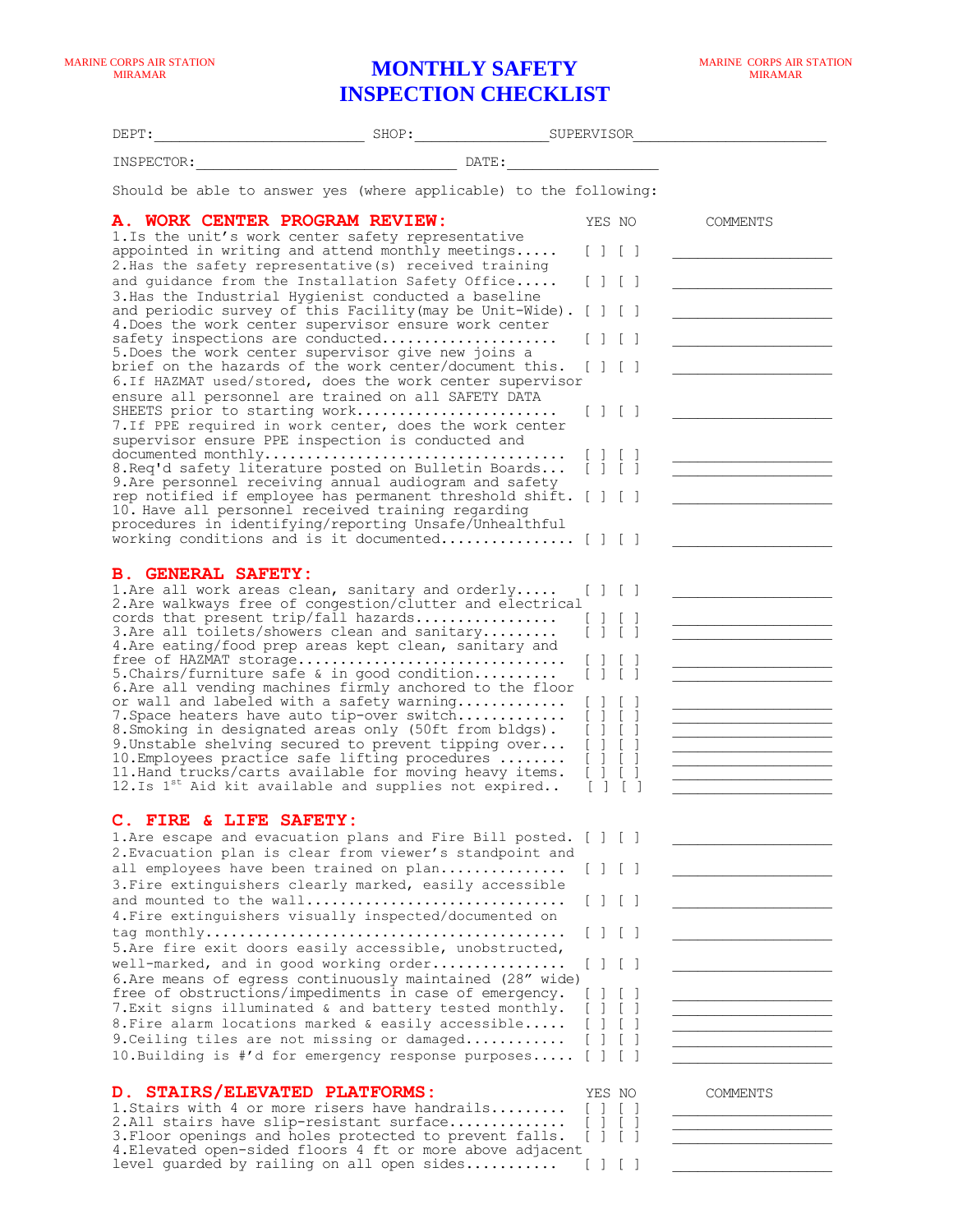MARINE CORPS AIR STATION MIRAMAR

# MONTHLY SAFETY INSPECTION CHECKLIST

MARINE CORPS AIR STATION MIRAMAR

DEPT:_______________________ SHOP:_______________ SUPERVISOR_____________________

INSPECTOR:_____________________________ DATE:_______________

Should be able to answer yes (where applicable) to the following:

## A. WORK CENTER PROGRAM REVIEW:

| | YES | NO | COMMENTS |
|---|---|---|---|
| 1.Is the unit's work center safety representative appointed in writing and attend monthly meetings..... | [ ] | [ ] | ______________ |
| 2.Has the safety representative(s) received training and guidance from the Installation Safety Office..... | [ ] | [ ] | ______________ |
| 3.Has the Industrial Hygienist conducted a baseline and periodic survey of this Facility(may be Unit-Wide). | [ ] | [ ] | ______________ |
| 4.Does the work center supervisor ensure work center safety inspections are conducted..................... | [ ] | [ ] | ______________ |
| 5.Does the work center supervisor give new joins a brief on the hazards of the work center/document this. | [ ] | [ ] | ______________ |
| 6.If HAZMAT used/stored, does the work center supervisor ensure all personnel are trained on all SAFETY DATA SHEETS prior to starting work........................ | [ ] | [ ] | ______________ |
| 7.If PPE required in work center, does the work center supervisor ensure PPE inspection is conducted and documented monthly................................... | [ ] | [ ] | ______________ |
| 8.Req'd safety literature posted on Bulletin Boards... | [ ] | [ ] | ______________ |
| 9.Are personnel receiving annual audiogram and safety rep notified if employee has permanent threshold shift. | [ ] | [ ] | ______________ |
| 10. Have all personnel received training regarding procedures in identifying/reporting Unsafe/Unhealthful working conditions and is it documented................ | [ ] | [ ] | ______________ |

## B. GENERAL SAFETY:

| | YES | NO | COMMENTS |
|---|---|---|---|
| 1.Are all work areas clean, sanitary and orderly..... | [ ] | [ ] | ______________ |
| 2.Are walkways free of congestion/clutter and electrical cords that present trip/fall hazards................. | [ ] | [ ] | ______________ |
| 3.Are all toilets/showers clean and sanitary......... | [ ] | [ ] | ______________ |
| 4.Are eating/food prep areas kept clean, sanitary and free of HAZMAT storage............................... | [ ] | [ ] | ______________ |
| 5.Chairs/furniture safe & in good condition.......... | [ ] | [ ] | ______________ |
| 6.Are all vending machines firmly anchored to the floor or wall and labeled with a safety warning............. | [ ] | [ ] | ______________ |
| 7.Space heaters have auto tip-over switch............ | [ ] | [ ] | ______________ |
| 8.Smoking in designated areas only (50ft from bldgs). | [ ] | [ ] | ______________ |
| 9.Unstable shelving secured to prevent tipping over... | [ ] | [ ] | ______________ |
| 10.Employees practice safe lifting procedures ........ | [ ] | [ ] | ______________ |
| 11.Hand trucks/carts available for moving heavy items. | [ ] | [ ] | ______________ |
| 12.Is 1st Aid kit available and supplies not expired.. | [ ] | [ ] | ______________ |

## C. FIRE & LIFE SAFETY:

| | YES | NO | COMMENTS |
|---|---|---|---|
| 1.Are escape and evacuation plans and Fire Bill posted. | [ ] | [ ] | ______________ |
| 2.Evacuation plan is clear from viewer's standpoint and all employees have been trained on plan.............. | [ ] | [ ] | ______________ |
| 3.Fire extinguishers clearly marked, easily accessible and mounted to the wall.............................. | [ ] | [ ] | ______________ |
| 4.Fire extinguishers visually inspected/documented on tag monthly.......................................... | [ ] | [ ] | ______________ |
| 5.Are fire exit doors easily accessible, unobstructed, well-marked, and in good working order................ | [ ] | [ ] | ______________ |
| 6.Are means of egress continuously maintained (28" wide) free of obstructions/impediments in case of emergency. | [ ] | [ ] | ______________ |
| 7.Exit signs illuminated & and battery tested monthly. | [ ] | [ ] | ______________ |
| 8.Fire alarm locations marked & easily accessible..... | [ ] | [ ] | ______________ |
| 9.Ceiling tiles are not missing or damaged........... | [ ] | [ ] | ______________ |
| 10.Building is #'d for emergency response purposes..... | [ ] | [ ] | ______________ |

## D. STAIRS/ELEVATED PLATFORMS:

| | YES | NO | COMMENTS |
|---|---|---|---|
| 1.Stairs with 4 or more risers have handrails......... | [ ] | [ ] | ______________ |
| 2.All stairs have slip-resistant surface............. | [ ] | [ ] | ______________ |
| 3.Floor openings and holes protected to prevent falls. | [ ] | [ ] | ______________ |
| 4.Elevated open-sided floors 4 ft or more above adjacent level guarded by railing on all open sides........... | [ ] | [ ] | ______________ |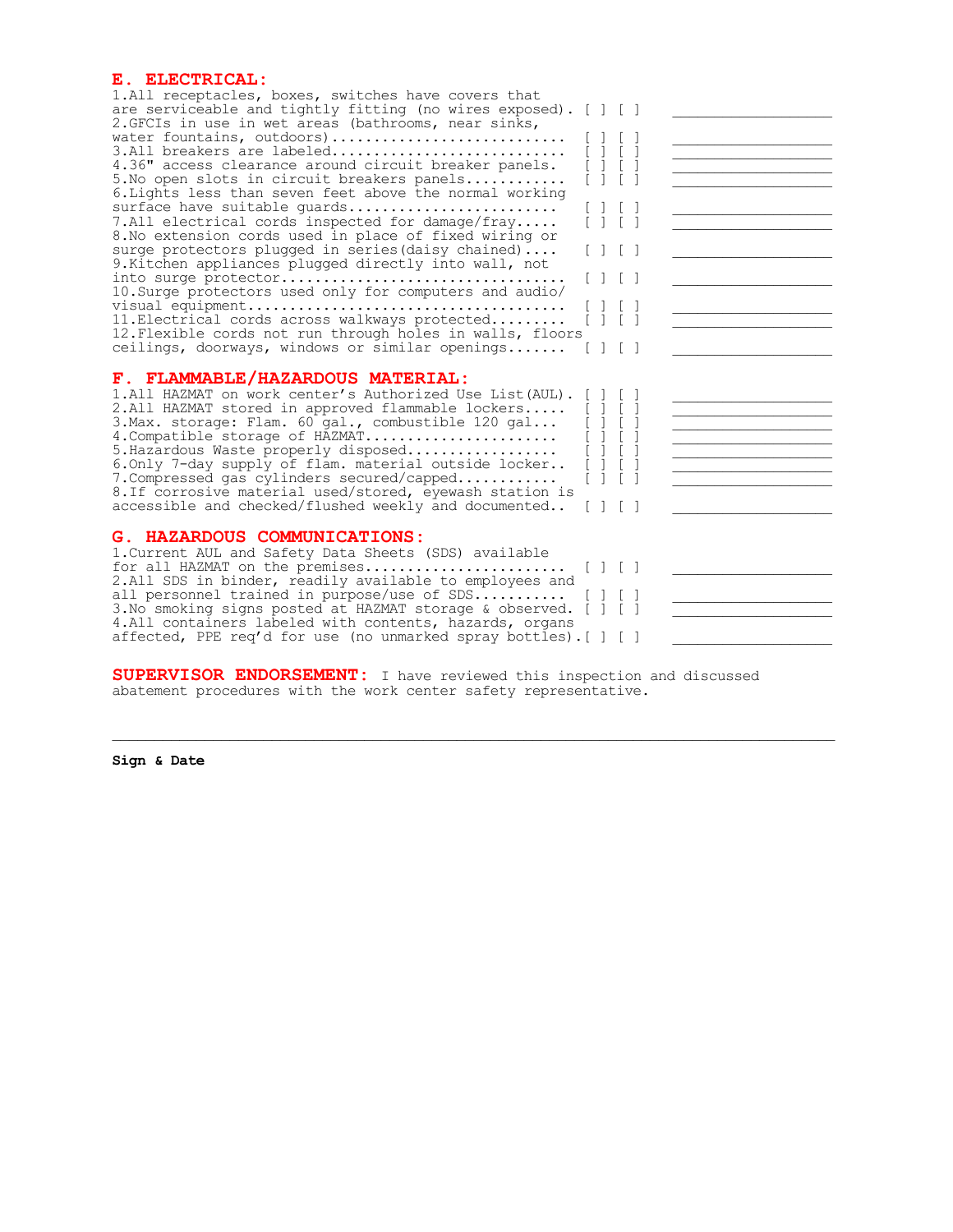## E. ELECTRICAL:

1.All receptacles, boxes, switches have covers that are serviceable and tightly fitting (no wires exposed). [ ] [ ] ________________

2.GFCIs in use in wet areas (bathrooms, near sinks, water fountains, outdoors)............................ [ ] [ ] ________________

3.All breakers are labeled........................... [ ] [ ] ________________

4.36" access clearance around circuit breaker panels. [ ] [ ] ________________

5.No open slots in circuit breakers panels............ [ ] [ ] ________________

6.Lights less than seven feet above the normal working surface have suitable guards........................ [ ] [ ] ________________

7.All electrical cords inspected for damage/fray..... [ ] [ ] ________________

8.No extension cords used in place of fixed wiring or surge protectors plugged in series(daisy chained).... [ ] [ ] ________________

9.Kitchen appliances plugged directly into wall, not into surge protector................................. [ ] [ ] ________________

10.Surge protectors used only for computers and audio/ visual equipment.................................... [ ] [ ] ________________

11.Electrical cords across walkways protected......... [ ] [ ] ________________

12.Flexible cords not run through holes in walls, floors ceilings, doorways, windows or similar openings....... [ ] [ ] ________________

## F. FLAMMABLE/HAZARDOUS MATERIAL:

1.All HAZMAT on work center's Authorized Use List(AUL). [ ] [ ] ________________

2.All HAZMAT stored in approved flammable lockers..... [ ] [ ] ________________

3.Max. storage: Flam. 60 gal., combustible 120 gal... [ ] [ ] ________________

4.Compatible storage of HAZMAT....................... [ ] [ ] ________________

5.Hazardous Waste properly disposed.................. [ ] [ ] ________________

6.Only 7-day supply of flam. material outside locker.. [ ] [ ] ________________

7.Compressed gas cylinders secured/capped........... [ ] [ ] ________________

8.If corrosive material used/stored, eyewash station is accessible and checked/flushed weekly and documented.. [ ] [ ] ________________

## G. HAZARDOUS COMMUNICATIONS:

1.Current AUL and Safety Data Sheets (SDS) available for all HAZMAT on the premises....................... [ ] [ ] ________________

2.All SDS in binder, readily available to employees and all personnel trained in purpose/use of SDS........... [ ] [ ] ________________

3.No smoking signs posted at HAZMAT storage & observed. [ ] [ ] ________________

4.All containers labeled with contents, hazards, organs affected, PPE req'd for use (no unmarked spray bottles).[ ] [ ] ________________

**SUPERVISOR ENDORSEMENT:** I have reviewed this inspection and discussed abatement procedures with the work center safety representative.

________________________________________________________________________________

**Sign & Date**